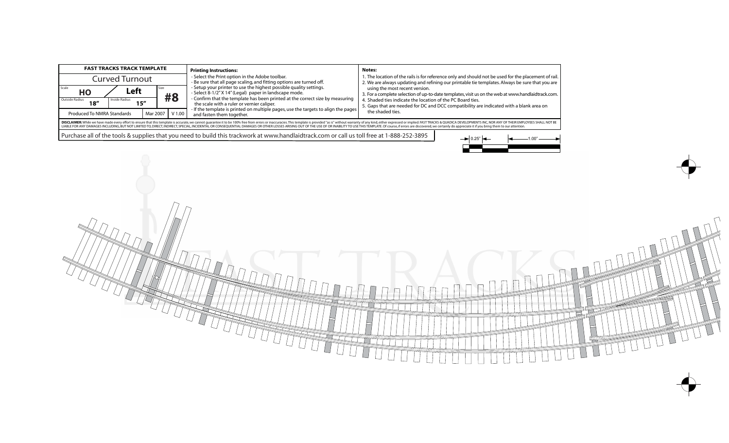| FAST TRACKS TRACK TEMPLATE | | | |
|---|---|---|---|
| Curved Turnout | | | |
| Scale: HO | Left | | Size: #8 |
| Outside Radius: 18" | Inside Radius: 15" | | |
| Produced To NMRA Standards | | Mar 2007 | V 1.00 |

**Printing Instructions:**

- Select the Print option in the Adobe toolbar.
- Be sure that all page scaling, and fitting options are turned off.
- Setup your printer to use the highest possible quality settings.
- Select 8-1/2" X 14" (Legal) paper in landscape mode.
- Confirm that the template has been printed at the correct size by measuring the scale with a ruler or vernier caliper.
- If the template is printed on multiple pages, use the targets to align the pages and fasten them together.

**Notes:**

1. The location of the rails is for reference only and should not be used for the placement of rail.
2. We are always updating and refining our printable tie templates. Always be sure that you are using the most recent version.
3. For a complete selection of up-to-date templates, visit us on the web at www.handlaidtrack.com.
4. Shaded ties indicate the location of the PC Board ties.
5. Gaps that are needed for DC and DCC compatibility are indicated with a blank area on the shaded ties.

**DISCLAIMER:** While we have made every effort to ensure that this template is accurate, we cannot guarantee it to be 100% free from errors or inaccuracies. This template is provided "as is" without warranty of any kind, either expressed or implied. FAST TRACKS & QUADICA DEVELOPMENTS INC, NOR ANY OF THEIR EMPLOYEES SHALL NOT BE LIABLE FOR ANY DAMAGES INCLUDING, BUT NOT LIMITED TO, DIRECT, INDIRECT, SPECIAL, INCIDENTAL OR CONSEQUENTIAL DAMAGES OR OTHER LOSSES ARISING OUT OF THE USE OF OR INABILITY TO USE THIS TEMPLATE. Of course, if errors are discovered, we certainly do appreciate it if you bring them to our attention.

Purchase all of the tools & supplies that you need to build this trackwork at www.handlaidtrack.com or call us toll free at 1-888-252-3895

0.25" 1.00"

FAST TRACKS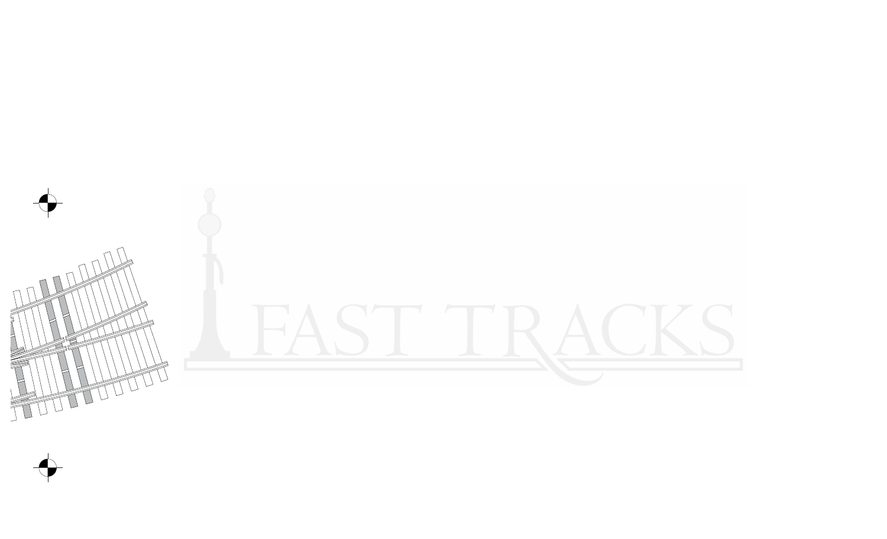FAST TRACKS